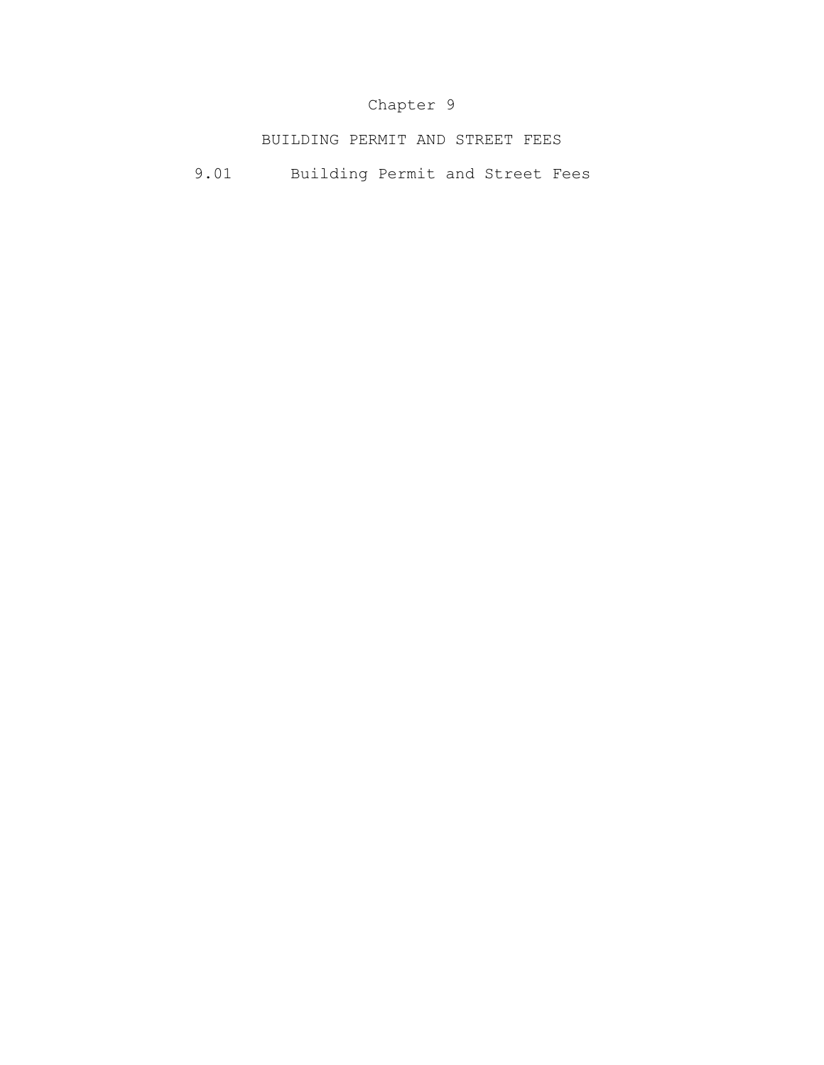# Chapter 9

## BUILDING PERMIT AND STREET FEES

9.01 Building Permit and Street Fees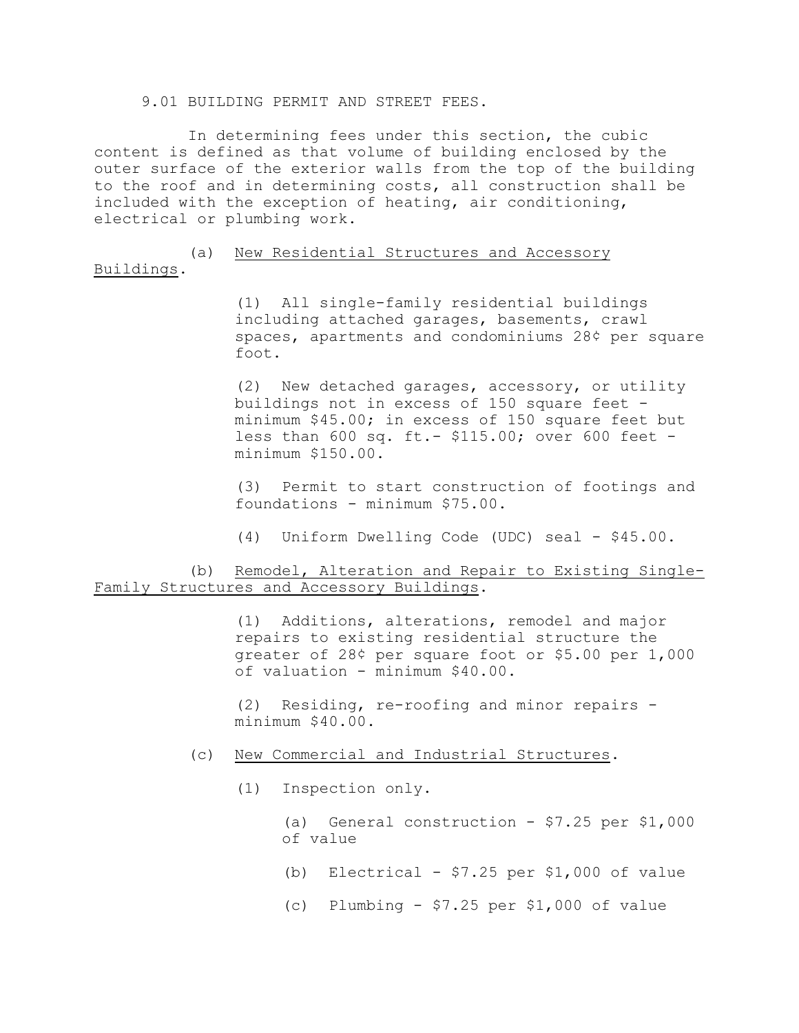## 9.01 BUILDING PERMIT AND STREET FEES.

In determining fees under this section, the cubic content is defined as that volume of building enclosed by the outer surface of the exterior walls from the top of the building to the roof and in determining costs, all construction shall be included with the exception of heating, air conditioning, electrical or plumbing work.

(a) New Residential Structures and Accessory Buildings.

(1) All single-family residential buildings including attached garages, basements, crawl spaces, apartments and condominiums 28¢ per square foot.

(2) New detached garages, accessory, or utility buildings not in excess of 150 square feet - minimum $45.00; in excess of 150 square feet but less than 600 sq. ft.- $115.00; over 600 feet - minimum $150.00.

(3) Permit to start construction of footings and foundations - minimum $75.00.

(4) Uniform Dwelling Code (UDC) seal - $45.00.

(b) Remodel, Alteration and Repair to Existing Single-Family Structures and Accessory Buildings.

(1) Additions, alterations, remodel and major repairs to existing residential structure the greater of 28¢ per square foot or $5.00 per 1,000 of valuation - minimum $40.00.

(2) Residing, re-roofing and minor repairs - minimum $40.00.

(c) New Commercial and Industrial Structures.

(1) Inspection only.

(a) General construction - $7.25 per $1,000 of value

(b) Electrical - $7.25 per $1,000 of value

(c) Plumbing - $7.25 per $1,000 of value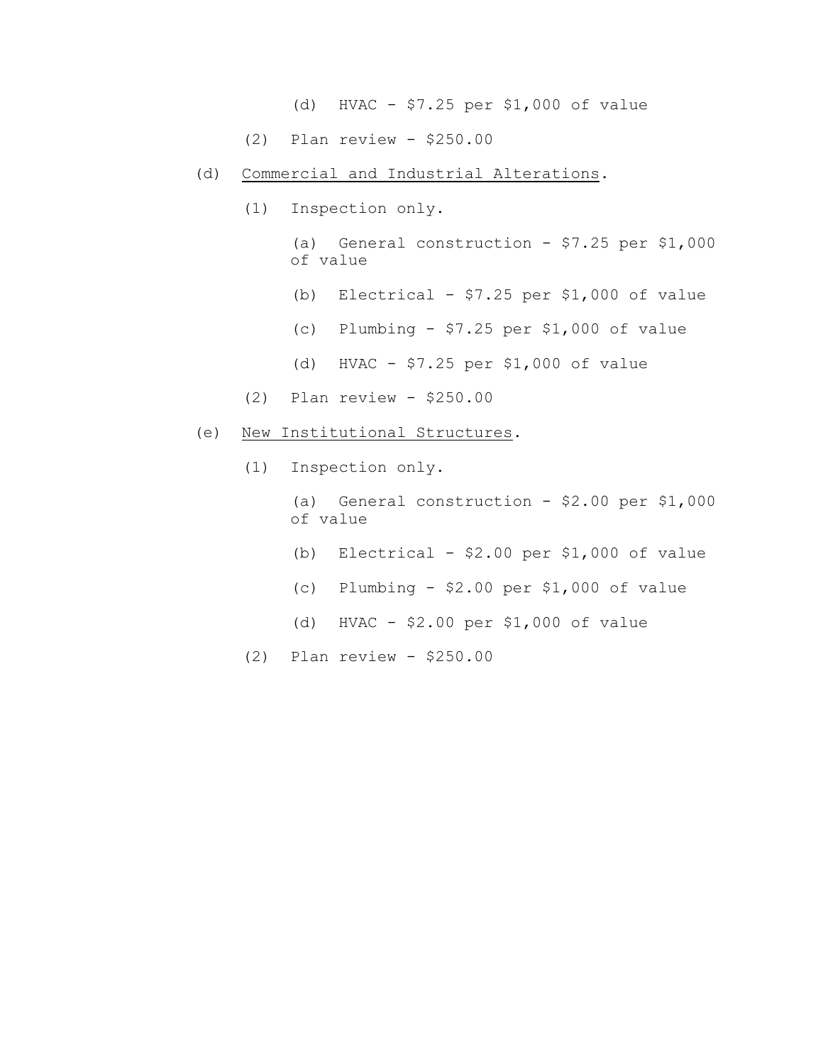(d) HVAC - $7.25 per $1,000 of value

(2) Plan review - $250.00

(d) <u>Commercial and Industrial Alterations</u>.

(1) Inspection only.

(a) General construction - $7.25 per $1,000 of value

(b) Electrical - $7.25 per $1,000 of value

(c) Plumbing - $7.25 per $1,000 of value

(d) HVAC - $7.25 per $1,000 of value

(2) Plan review - $250.00

(e) <u>New Institutional Structures</u>.

(1) Inspection only.

(a) General construction - $2.00 per $1,000 of value

(b) Electrical - $2.00 per $1,000 of value

(c) Plumbing - $2.00 per $1,000 of value

(d) HVAC - $2.00 per $1,000 of value

(2) Plan review - $250.00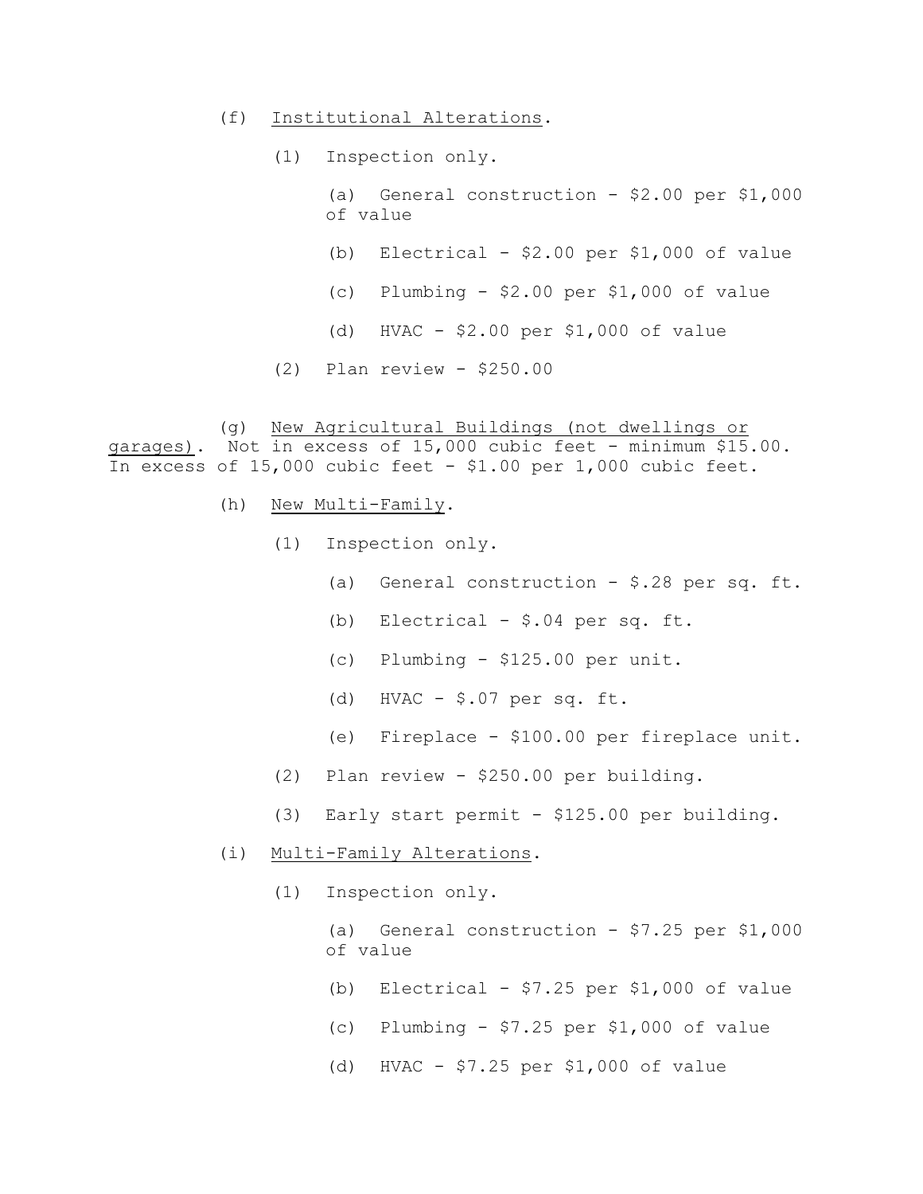(f) Institutional Alterations.

(1) Inspection only.

(a) General construction - $2.00 per $1,000 of value

(b) Electrical - $2.00 per $1,000 of value

(c) Plumbing - $2.00 per $1,000 of value

(d) HVAC - $2.00 per $1,000 of value

(2) Plan review - $250.00

(g) New Agricultural Buildings (not dwellings or garages). Not in excess of 15,000 cubic feet - minimum $15.00. In excess of 15,000 cubic feet - $1.00 per 1,000 cubic feet.

(h) New Multi-Family.

(1) Inspection only.

(a) General construction - $.28 per sq. ft.

(b) Electrical - $.04 per sq. ft.

(c) Plumbing - $125.00 per unit.

(d) HVAC - $.07 per sq. ft.

(e) Fireplace - $100.00 per fireplace unit.

(2) Plan review - $250.00 per building.

(3) Early start permit - $125.00 per building.

(i) Multi-Family Alterations.

(1) Inspection only.

(a) General construction - $7.25 per $1,000 of value

(b) Electrical - $7.25 per $1,000 of value

(c) Plumbing - $7.25 per $1,000 of value

(d) HVAC - $7.25 per $1,000 of value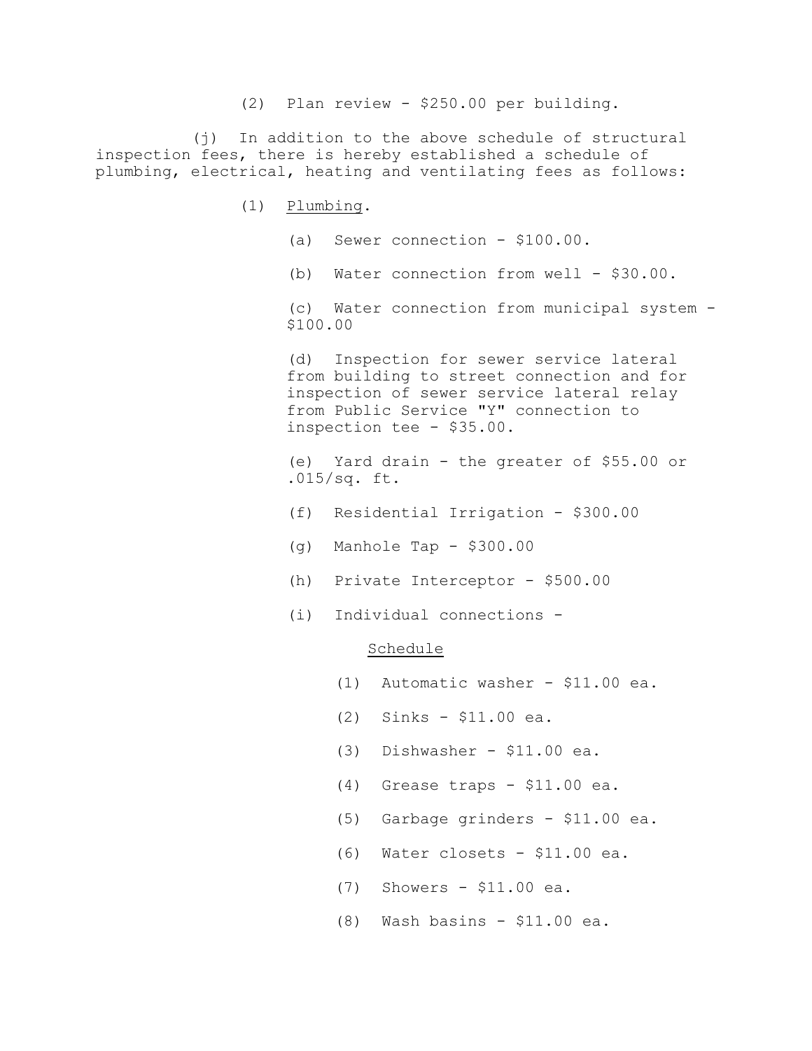(2) Plan review - $250.00 per building.

(j) In addition to the above schedule of structural inspection fees, there is hereby established a schedule of plumbing, electrical, heating and ventilating fees as follows:

(1) Plumbing.

(a) Sewer connection - $100.00.

(b) Water connection from well - $30.00.

(c) Water connection from municipal system - $100.00

(d) Inspection for sewer service lateral from building to street connection and for inspection of sewer service lateral relay from Public Service "Y" connection to inspection tee - $35.00.

(e) Yard drain - the greater of $55.00 or .015/sq. ft.

(f) Residential Irrigation - $300.00

(g) Manhole Tap - $300.00

(h) Private Interceptor - $500.00

(i) Individual connections -

Schedule

(1) Automatic washer - $11.00 ea.

(2) Sinks - $11.00 ea.

(3) Dishwasher - $11.00 ea.

(4) Grease traps - $11.00 ea.

(5) Garbage grinders - $11.00 ea.

(6) Water closets - $11.00 ea.

(7) Showers - $11.00 ea.

(8) Wash basins - $11.00 ea.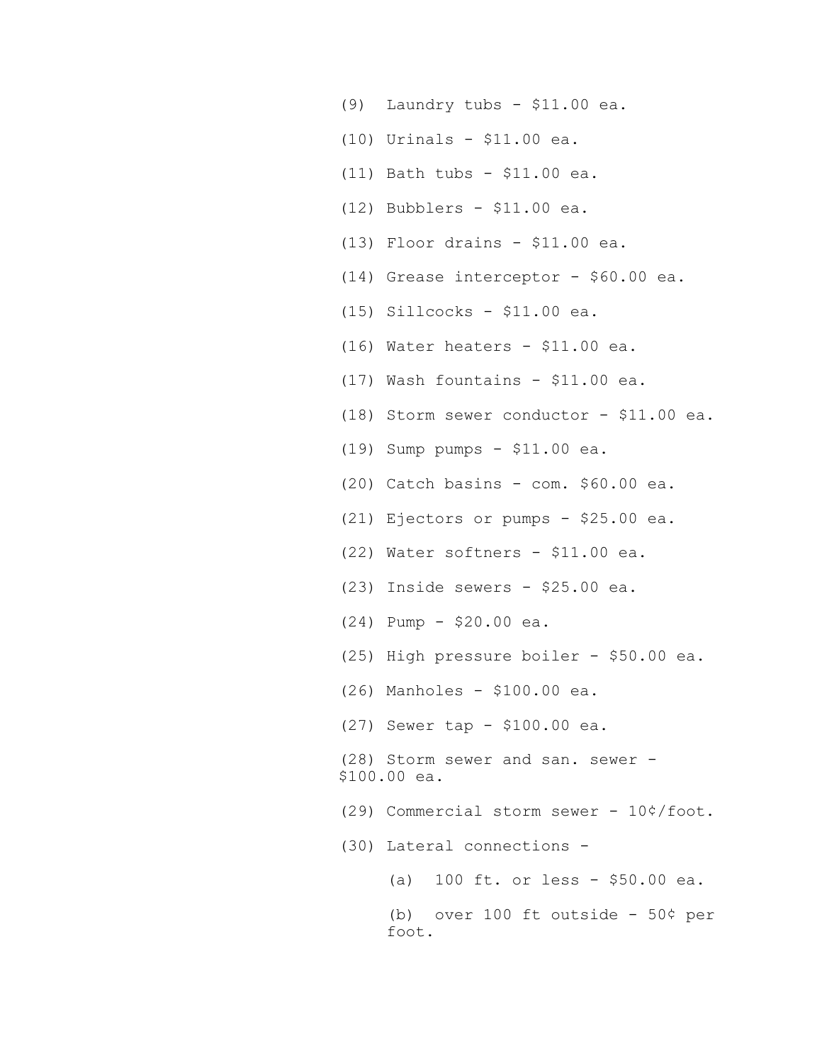(9) Laundry tubs - $11.00 ea.

(10) Urinals - $11.00 ea.

(11) Bath tubs - $11.00 ea.

(12) Bubblers - $11.00 ea.

(13) Floor drains - $11.00 ea.

(14) Grease interceptor - $60.00 ea.

(15) Sillcocks - $11.00 ea.

(16) Water heaters - $11.00 ea.

(17) Wash fountains - $11.00 ea.

(18) Storm sewer conductor - $11.00 ea.

(19) Sump pumps - $11.00 ea.

(20) Catch basins - com. $60.00 ea.

(21) Ejectors or pumps - $25.00 ea.

(22) Water softners - $11.00 ea.

(23) Inside sewers - $25.00 ea.

(24) Pump - $20.00 ea.

(25) High pressure boiler - $50.00 ea.

(26) Manholes - $100.00 ea.

(27) Sewer tap - $100.00 ea.

(28) Storm sewer and san. sewer - $100.00 ea.

(29) Commercial storm sewer - 10¢/foot.

(30) Lateral connections -

(a) 100 ft. or less - $50.00 ea.

(b) over 100 ft outside - 50¢ per foot.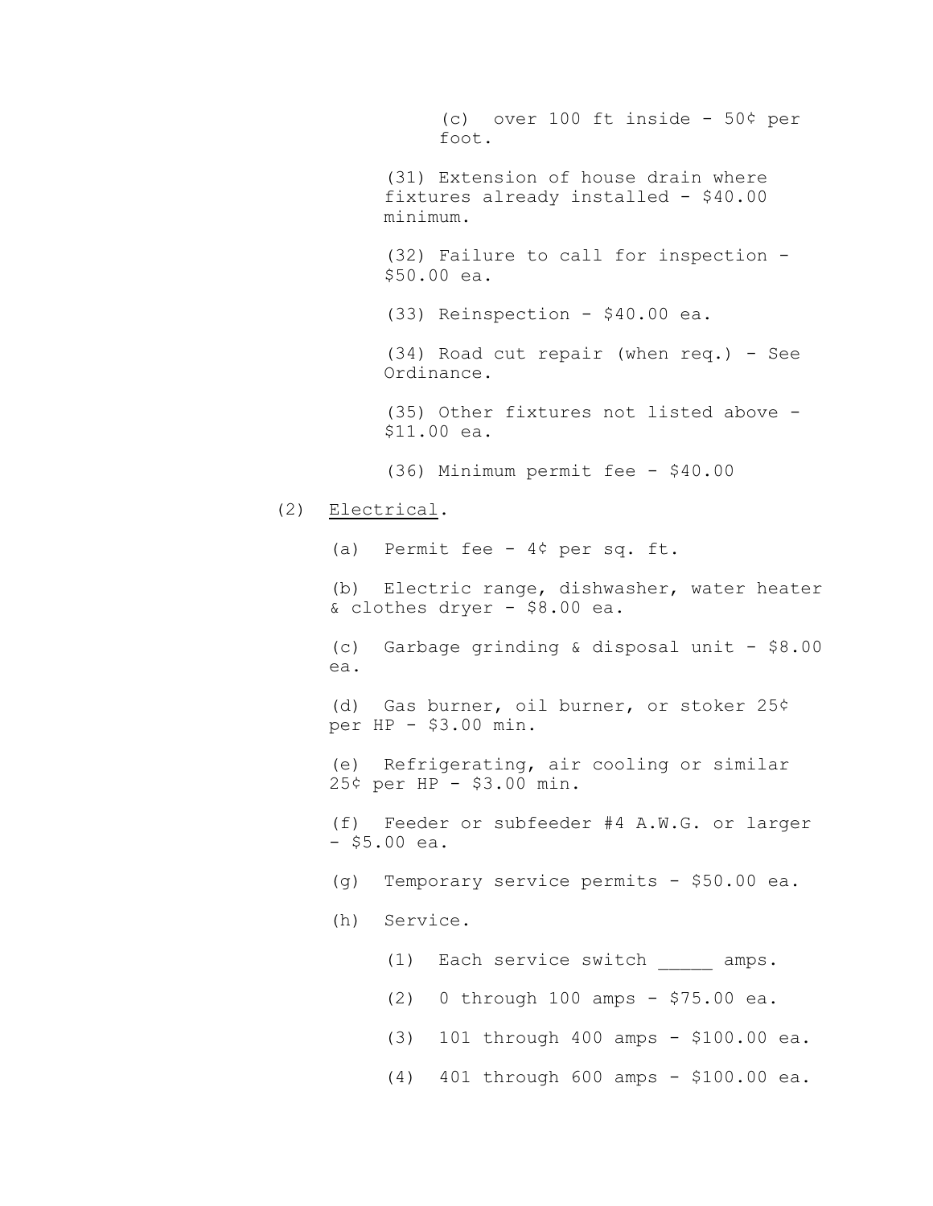(c) over 100 ft inside - 50¢ per foot.

(31) Extension of house drain where fixtures already installed - $40.00 minimum.

(32) Failure to call for inspection - $50.00 ea.

(33) Reinspection - $40.00 ea.

(34) Road cut repair (when req.) - See Ordinance.

(35) Other fixtures not listed above - $11.00 ea.

(36) Minimum permit fee - $40.00

(2) <u>Electrical</u>.

(a) Permit fee - 4¢ per sq. ft.

(b) Electric range, dishwasher, water heater & clothes dryer - $8.00 ea.

(c) Garbage grinding & disposal unit - $8.00 ea.

(d) Gas burner, oil burner, or stoker 25¢ per HP - $3.00 min.

(e) Refrigerating, air cooling or similar 25¢ per HP - $3.00 min.

(f) Feeder or subfeeder #4 A.W.G. or larger - $5.00 ea.

(g) Temporary service permits - $50.00 ea.

(h) Service.

(1) Each service switch _____ amps.

(2) 0 through 100 amps - $75.00 ea.

(3) 101 through 400 amps - $100.00 ea.

(4) 401 through 600 amps - $100.00 ea.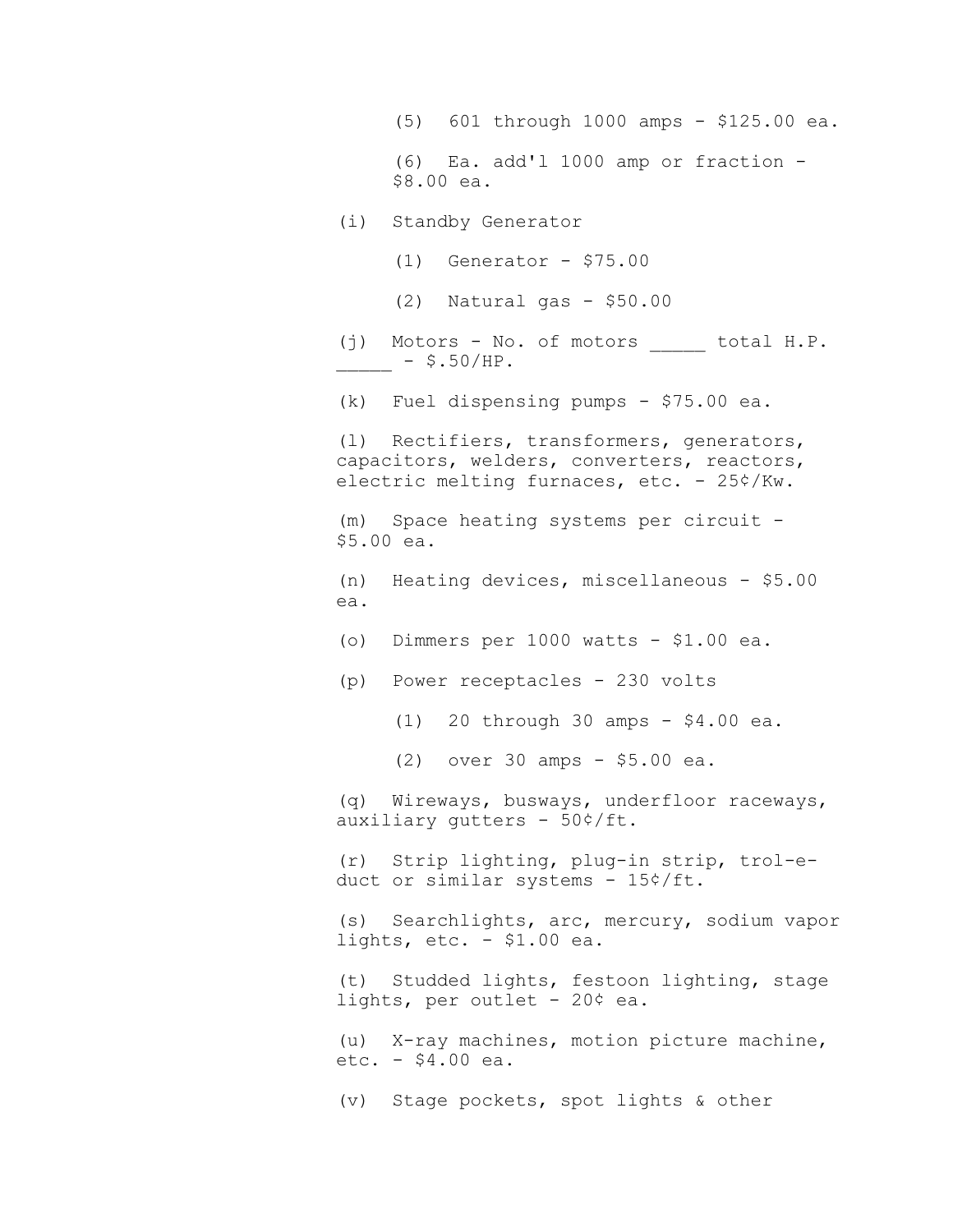(5) 601 through 1000 amps - $125.00 ea.

(6) Ea. add'l 1000 amp or fraction - $8.00 ea.

(i) Standby Generator

(1) Generator - $75.00

(2) Natural gas - $50.00

(j) Motors - No. of motors _____ total H.P. _____ - $.50/HP.

(k) Fuel dispensing pumps - $75.00 ea.

(l) Rectifiers, transformers, generators, capacitors, welders, converters, reactors, electric melting furnaces, etc. - 25¢/Kw.

(m) Space heating systems per circuit - $5.00 ea.

(n) Heating devices, miscellaneous - $5.00 ea.

(o) Dimmers per 1000 watts - $1.00 ea.

(p) Power receptacles - 230 volts

(1) 20 through 30 amps - $4.00 ea.

(2) over 30 amps - $5.00 ea.

(q) Wireways, busways, underfloor raceways, auxiliary gutters - 50¢/ft.

(r) Strip lighting, plug-in strip, trol-e-duct or similar systems - 15¢/ft.

(s) Searchlights, arc, mercury, sodium vapor lights, etc. - $1.00 ea.

(t) Studded lights, festoon lighting, stage lights, per outlet - 20¢ ea.

(u) X-ray machines, motion picture machine, etc. - $4.00 ea.

(v) Stage pockets, spot lights & other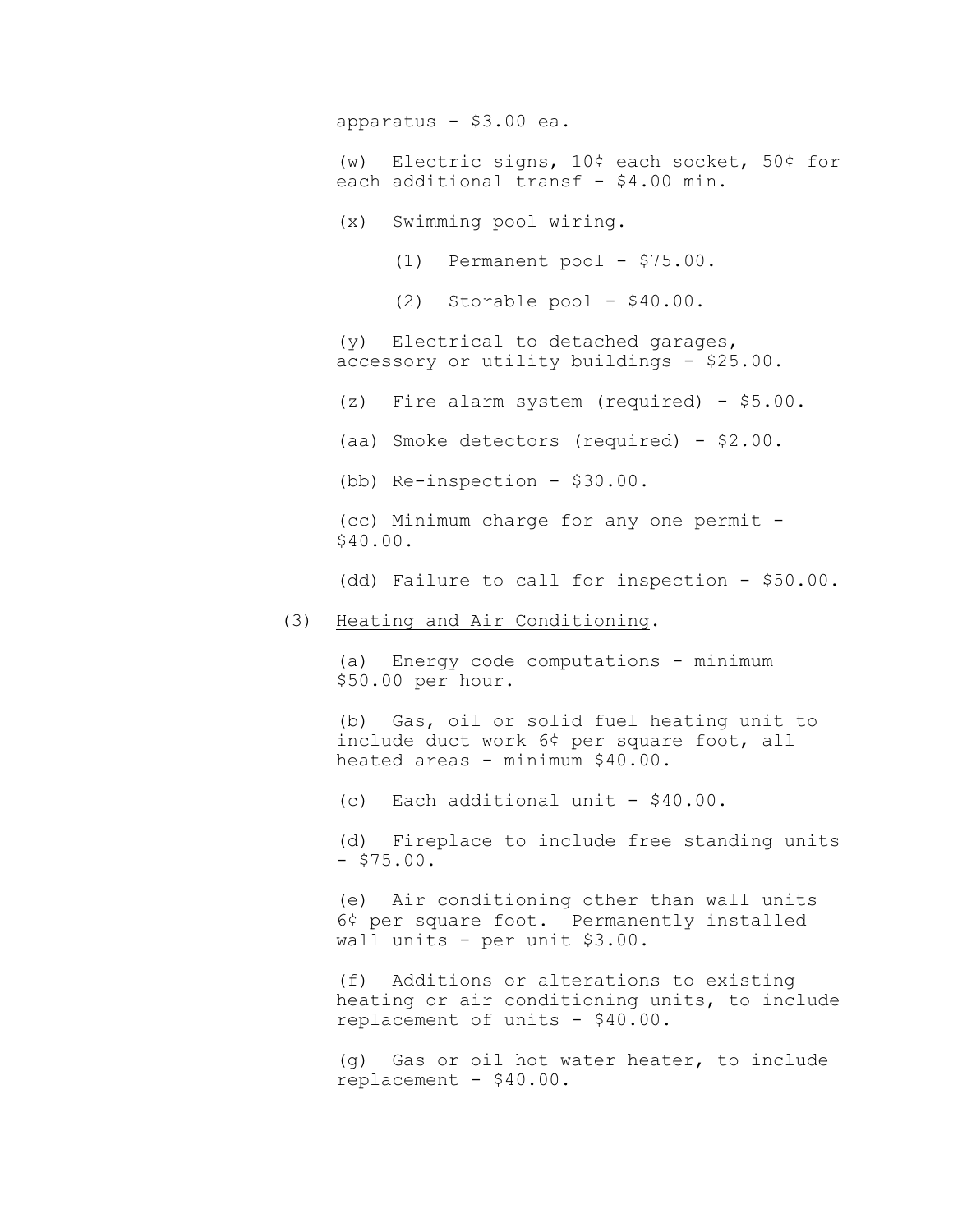apparatus - $3.00 ea.

(w) Electric signs, 10¢ each socket, 50¢ for each additional transf - $4.00 min.

(x) Swimming pool wiring.

(1) Permanent pool - $75.00.

(2) Storable pool - $40.00.

(y) Electrical to detached garages, accessory or utility buildings - $25.00.

(z) Fire alarm system (required) - $5.00.

(aa) Smoke detectors (required) - $2.00.

(bb) Re-inspection - $30.00.

(cc) Minimum charge for any one permit - $40.00.

(dd) Failure to call for inspection - $50.00.

(3) <u>Heating and Air Conditioning</u>.

(a) Energy code computations - minimum $50.00 per hour.

(b) Gas, oil or solid fuel heating unit to include duct work 6¢ per square foot, all heated areas - minimum $40.00.

(c) Each additional unit - $40.00.

(d) Fireplace to include free standing units - $75.00.

(e) Air conditioning other than wall units 6¢ per square foot. Permanently installed wall units - per unit $3.00.

(f) Additions or alterations to existing heating or air conditioning units, to include replacement of units - $40.00.

(g) Gas or oil hot water heater, to include replacement - $40.00.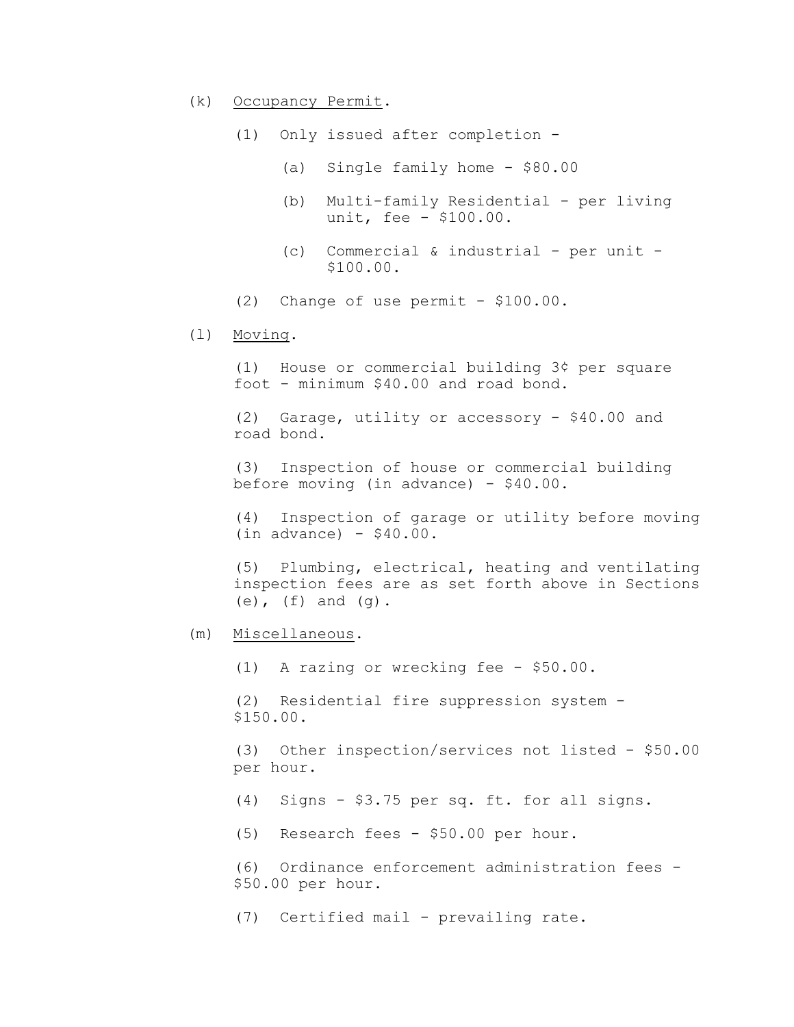(k) Occupancy Permit.

  (1) Only issued after completion -

    (a) Single family home - $80.00

    (b) Multi-family Residential - per living unit, fee - $100.00.

    (c) Commercial & industrial - per unit - $100.00.

  (2) Change of use permit - $100.00.

(l) Moving.

  (1) House or commercial building 3¢ per square foot - minimum $40.00 and road bond.

  (2) Garage, utility or accessory - $40.00 and road bond.

  (3) Inspection of house or commercial building before moving (in advance) - $40.00.

  (4) Inspection of garage or utility before moving (in advance) - $40.00.

  (5) Plumbing, electrical, heating and ventilating inspection fees are as set forth above in Sections (e), (f) and (g).

(m) Miscellaneous.

  (1) A razing or wrecking fee - $50.00.

  (2) Residential fire suppression system - $150.00.

  (3) Other inspection/services not listed - $50.00 per hour.

  (4) Signs - $3.75 per sq. ft. for all signs.

  (5) Research fees - $50.00 per hour.

  (6) Ordinance enforcement administration fees - $50.00 per hour.

  (7) Certified mail - prevailing rate.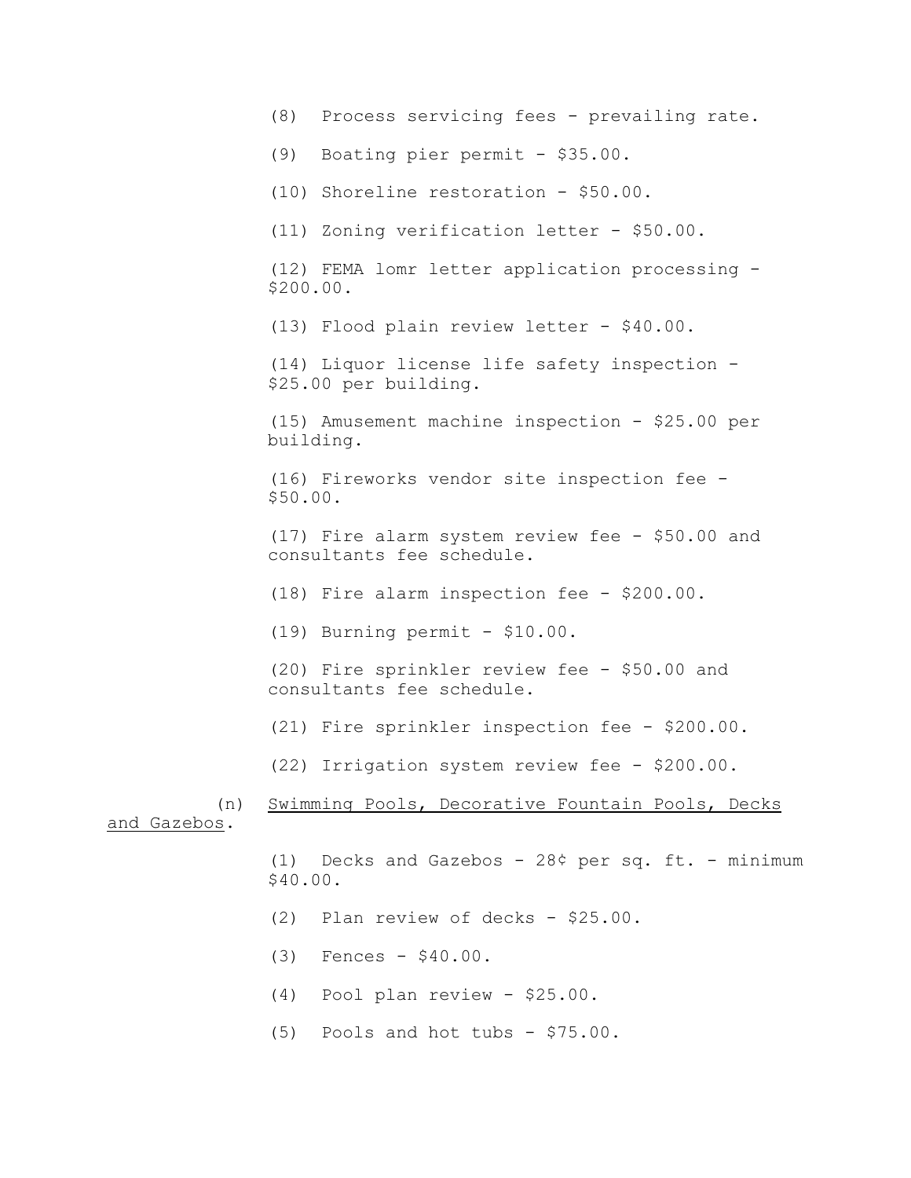(8) Process servicing fees - prevailing rate.

(9) Boating pier permit - $35.00.

(10) Shoreline restoration - $50.00.

(11) Zoning verification letter - $50.00.

(12) FEMA lomr letter application processing - $200.00.

(13) Flood plain review letter - $40.00.

(14) Liquor license life safety inspection - $25.00 per building.

(15) Amusement machine inspection - $25.00 per building.

(16) Fireworks vendor site inspection fee - $50.00.

(17) Fire alarm system review fee - $50.00 and consultants fee schedule.

(18) Fire alarm inspection fee - $200.00.

(19) Burning permit - $10.00.

(20) Fire sprinkler review fee - $50.00 and consultants fee schedule.

(21) Fire sprinkler inspection fee - $200.00.

(22) Irrigation system review fee - $200.00.

(n) Swimming Pools, Decorative Fountain Pools, Decks and Gazebos.

(1) Decks and Gazebos - 28¢ per sq. ft. - minimum $40.00.

(2) Plan review of decks - $25.00.

(3) Fences - $40.00.

(4) Pool plan review - $25.00.

(5) Pools and hot tubs - $75.00.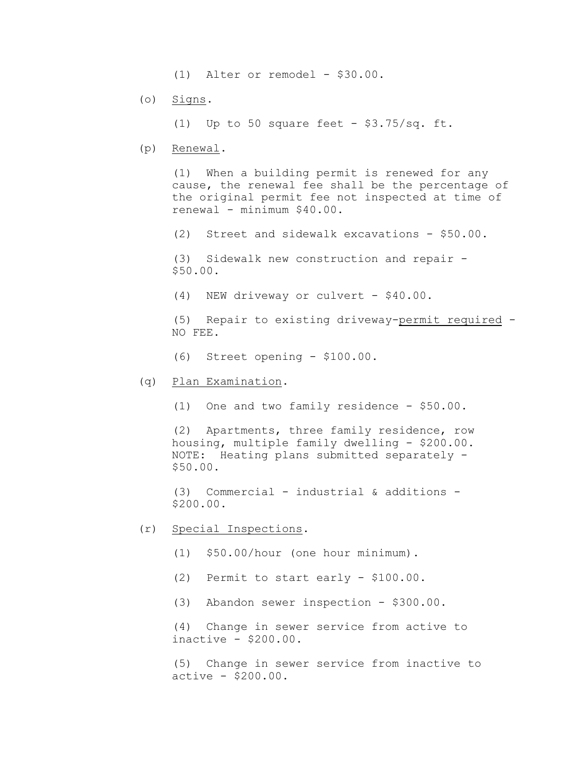(1) Alter or remodel - $30.00.

(o) Signs.

(1) Up to 50 square feet - $3.75/sq. ft.

(p) Renewal.

(1) When a building permit is renewed for any cause, the renewal fee shall be the percentage of the original permit fee not inspected at time of renewal - minimum $40.00.

(2) Street and sidewalk excavations - $50.00.

(3) Sidewalk new construction and repair - $50.00.

(4) NEW driveway or culvert - $40.00.

(5) Repair to existing driveway-permit required - NO FEE.

(6) Street opening - $100.00.

(q) Plan Examination.

(1) One and two family residence - $50.00.

(2) Apartments, three family residence, row housing, multiple family dwelling - $200.00. NOTE: Heating plans submitted separately - $50.00.

(3) Commercial - industrial & additions - $200.00.

(r) Special Inspections.

(1) $50.00/hour (one hour minimum).

(2) Permit to start early - $100.00.

(3) Abandon sewer inspection - $300.00.

(4) Change in sewer service from active to inactive - $200.00.

(5) Change in sewer service from inactive to active - $200.00.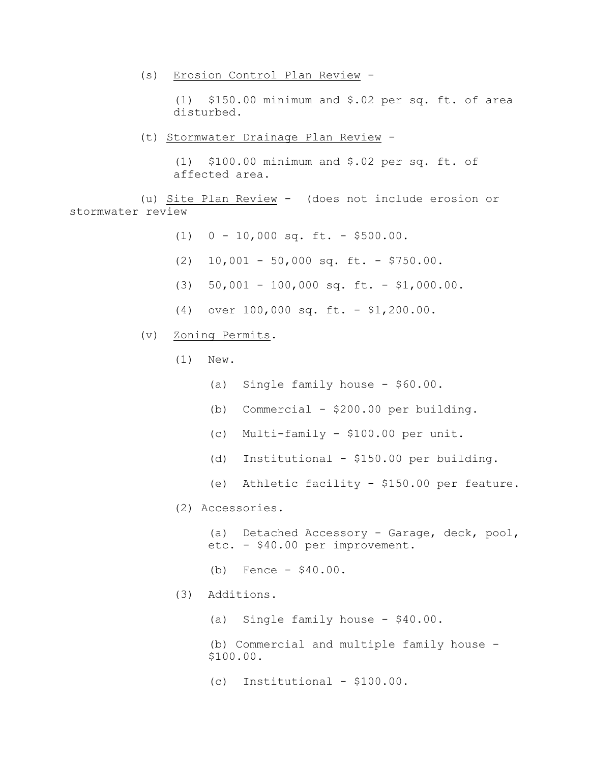(s) Erosion Control Plan Review -

(1) $150.00 minimum and $.02 per sq. ft. of area disturbed.

(t) Stormwater Drainage Plan Review -

(1) $100.00 minimum and $.02 per sq. ft. of affected area.

(u) Site Plan Review - (does not include erosion or stormwater review

(1) 0 - 10,000 sq. ft. - $500.00.

(2) 10,001 - 50,000 sq. ft. - $750.00.

(3) 50,001 - 100,000 sq. ft. - $1,000.00.

(4) over 100,000 sq. ft. - $1,200.00.

(v) Zoning Permits.

(1) New.

(a) Single family house - $60.00.

(b) Commercial - $200.00 per building.

(c) Multi-family - $100.00 per unit.

(d) Institutional - $150.00 per building.

(e) Athletic facility - $150.00 per feature.

(2) Accessories.

(a) Detached Accessory - Garage, deck, pool, etc. - $40.00 per improvement.

(b) Fence - $40.00.

(3) Additions.

(a) Single family house - $40.00.

(b) Commercial and multiple family house - $100.00.

(c) Institutional - $100.00.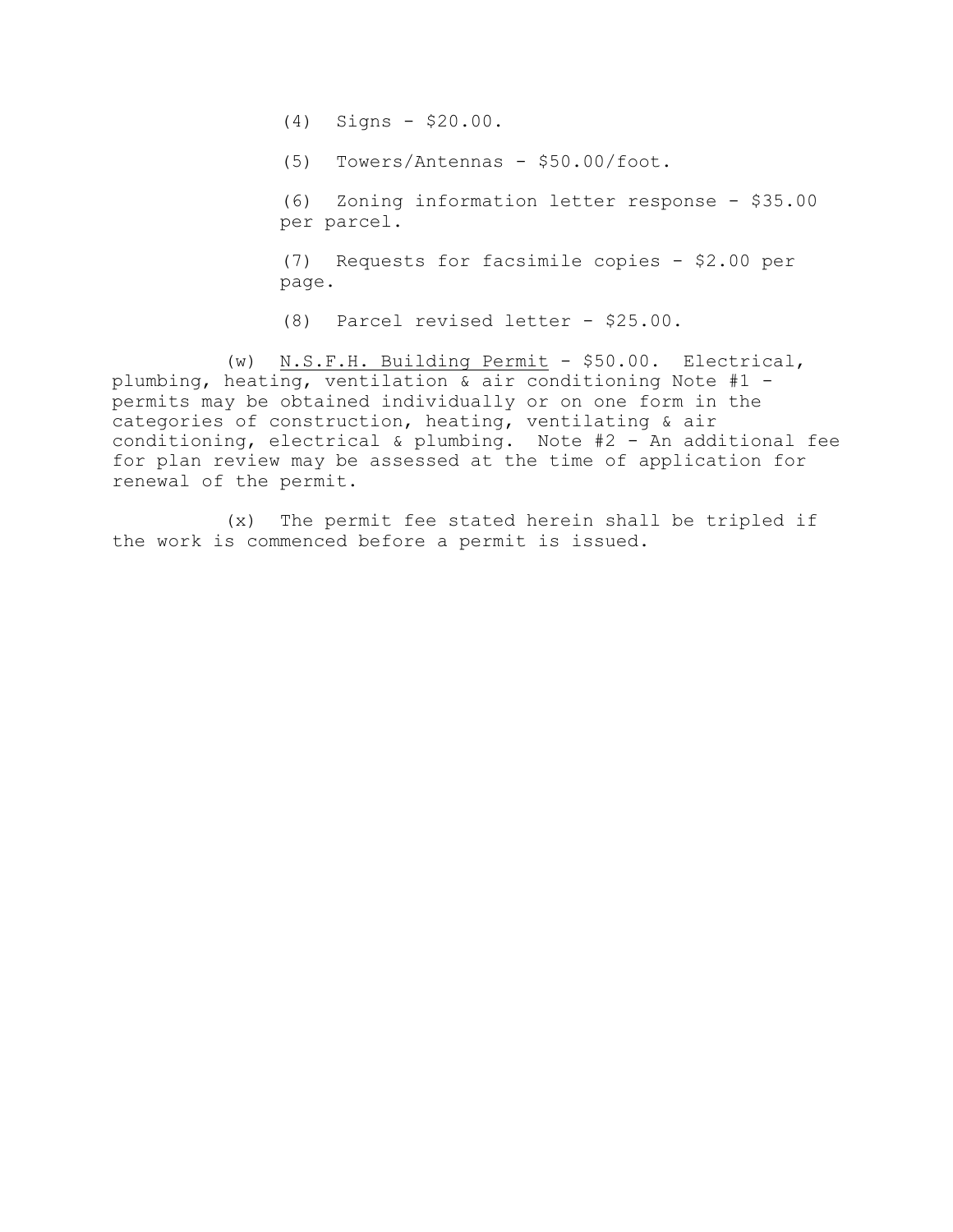(4) Signs - $20.00.

(5) Towers/Antennas - $50.00/foot.

(6) Zoning information letter response - $35.00 per parcel.

(7) Requests for facsimile copies - $2.00 per page.

(8) Parcel revised letter - $25.00.

(w) <u>N.S.F.H. Building Permit</u> - $50.00. Electrical, plumbing, heating, ventilation & air conditioning Note #1 - permits may be obtained individually or on one form in the categories of construction, heating, ventilating & air conditioning, electrical & plumbing. Note #2 - An additional fee for plan review may be assessed at the time of application for renewal of the permit.

(x) The permit fee stated herein shall be tripled if the work is commenced before a permit is issued.